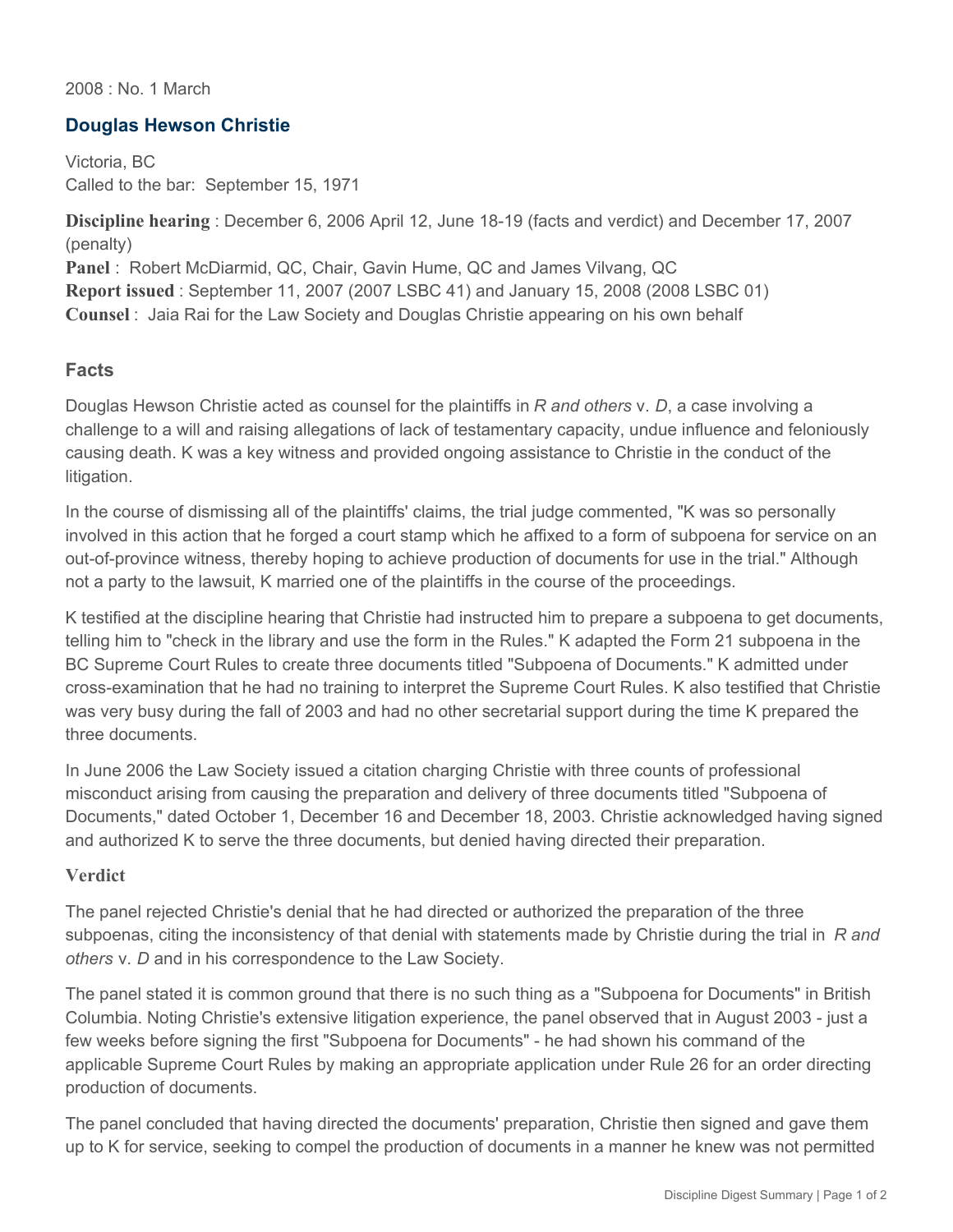2008 : No. 1 March

## Douglas Hewson Christie

Victoria, BC
Called to the bar: September 15, 1971

**Discipline hearing** : December 6, 2006 April 12, June 18-19 (facts and verdict) and December 17, 2007 (penalty)
**Panel** : Robert McDiarmid, QC, Chair, Gavin Hume, QC and James Vilvang, QC
**Report issued** : September 11, 2007 (2007 LSBC 41) and January 15, 2008 (2008 LSBC 01)
**Counsel** : Jaia Rai for the Law Society and Douglas Christie appearing on his own behalf

### Facts

Douglas Hewson Christie acted as counsel for the plaintiffs in *R and others* v. *D*, a case involving a challenge to a will and raising allegations of lack of testamentary capacity, undue influence and feloniously causing death. K was a key witness and provided ongoing assistance to Christie in the conduct of the litigation.

In the course of dismissing all of the plaintiffs' claims, the trial judge commented, "K was so personally involved in this action that he forged a court stamp which he affixed to a form of subpoena for service on an out-of-province witness, thereby hoping to achieve production of documents for use in the trial." Although not a party to the lawsuit, K married one of the plaintiffs in the course of the proceedings.

K testified at the discipline hearing that Christie had instructed him to prepare a subpoena to get documents, telling him to "check in the library and use the form in the Rules." K adapted the Form 21 subpoena in the BC Supreme Court Rules to create three documents titled "Subpoena of Documents." K admitted under cross-examination that he had no training to interpret the Supreme Court Rules. K also testified that Christie was very busy during the fall of 2003 and had no other secretarial support during the time K prepared the three documents.

In June 2006 the Law Society issued a citation charging Christie with three counts of professional misconduct arising from causing the preparation and delivery of three documents titled "Subpoena of Documents," dated October 1, December 16 and December 18, 2003. Christie acknowledged having signed and authorized K to serve the three documents, but denied having directed their preparation.

#### Verdict

The panel rejected Christie's denial that he had directed or authorized the preparation of the three subpoenas, citing the inconsistency of that denial with statements made by Christie during the trial in *R and others* v. *D* and in his correspondence to the Law Society.

The panel stated it is common ground that there is no such thing as a "Subpoena for Documents" in British Columbia. Noting Christie's extensive litigation experience, the panel observed that in August 2003 - just a few weeks before signing the first "Subpoena for Documents" - he had shown his command of the applicable Supreme Court Rules by making an appropriate application under Rule 26 for an order directing production of documents.

The panel concluded that having directed the documents' preparation, Christie then signed and gave them up to K for service, seeking to compel the production of documents in a manner he knew was not permitted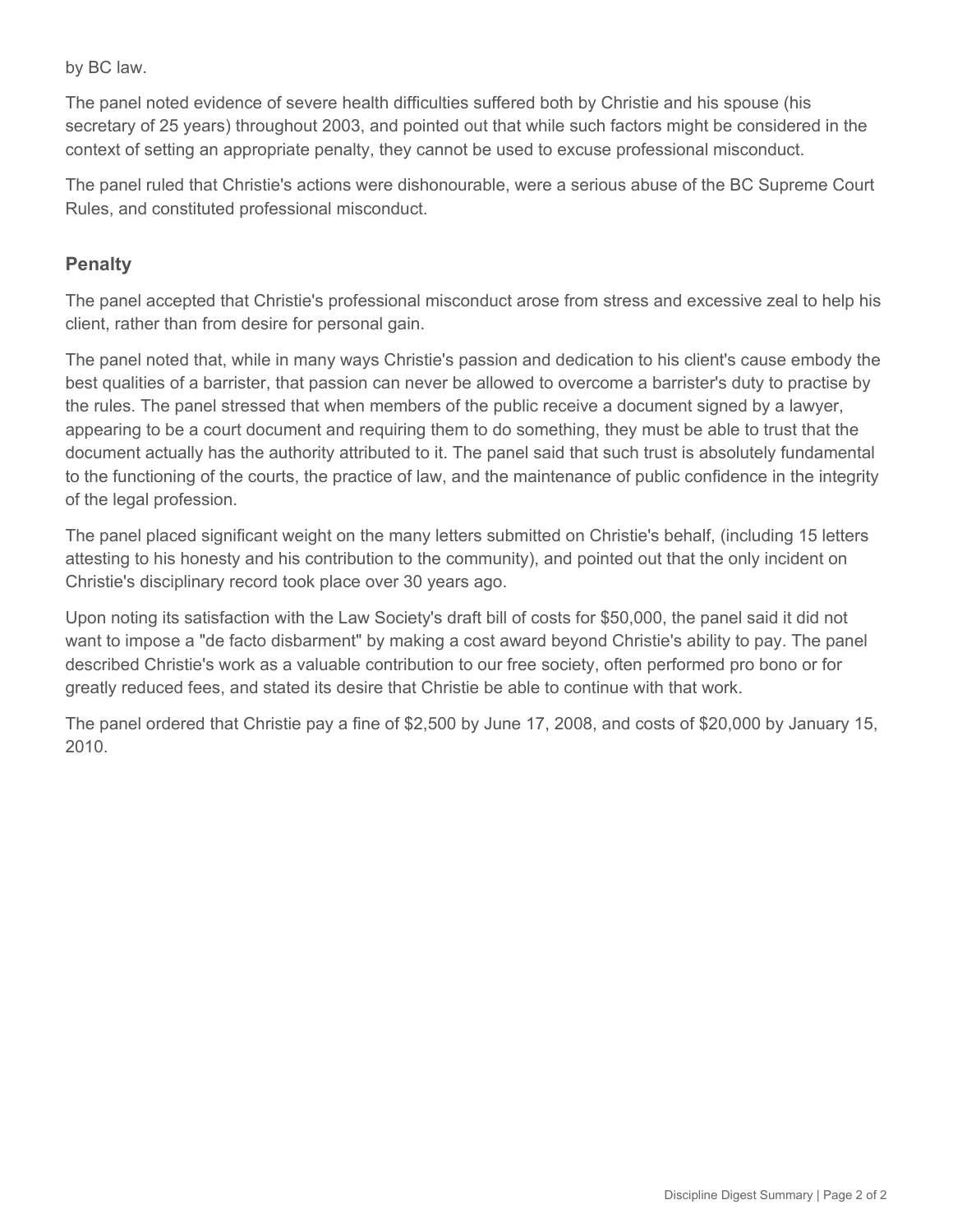by BC law.

The panel noted evidence of severe health difficulties suffered both by Christie and his spouse (his secretary of 25 years) throughout 2003, and pointed out that while such factors might be considered in the context of setting an appropriate penalty, they cannot be used to excuse professional misconduct.

The panel ruled that Christie's actions were dishonourable, were a serious abuse of the BC Supreme Court Rules, and constituted professional misconduct.

### Penalty

The panel accepted that Christie's professional misconduct arose from stress and excessive zeal to help his client, rather than from desire for personal gain.

The panel noted that, while in many ways Christie's passion and dedication to his client's cause embody the best qualities of a barrister, that passion can never be allowed to overcome a barrister's duty to practise by the rules. The panel stressed that when members of the public receive a document signed by a lawyer, appearing to be a court document and requiring them to do something, they must be able to trust that the document actually has the authority attributed to it. The panel said that such trust is absolutely fundamental to the functioning of the courts, the practice of law, and the maintenance of public confidence in the integrity of the legal profession.

The panel placed significant weight on the many letters submitted on Christie's behalf, (including 15 letters attesting to his honesty and his contribution to the community), and pointed out that the only incident on Christie's disciplinary record took place over 30 years ago.

Upon noting its satisfaction with the Law Society's draft bill of costs for $50,000, the panel said it did not want to impose a "de facto disbarment" by making a cost award beyond Christie's ability to pay. The panel described Christie's work as a valuable contribution to our free society, often performed pro bono or for greatly reduced fees, and stated its desire that Christie be able to continue with that work.

The panel ordered that Christie pay a fine of $2,500 by June 17, 2008, and costs of $20,000 by January 15, 2010.